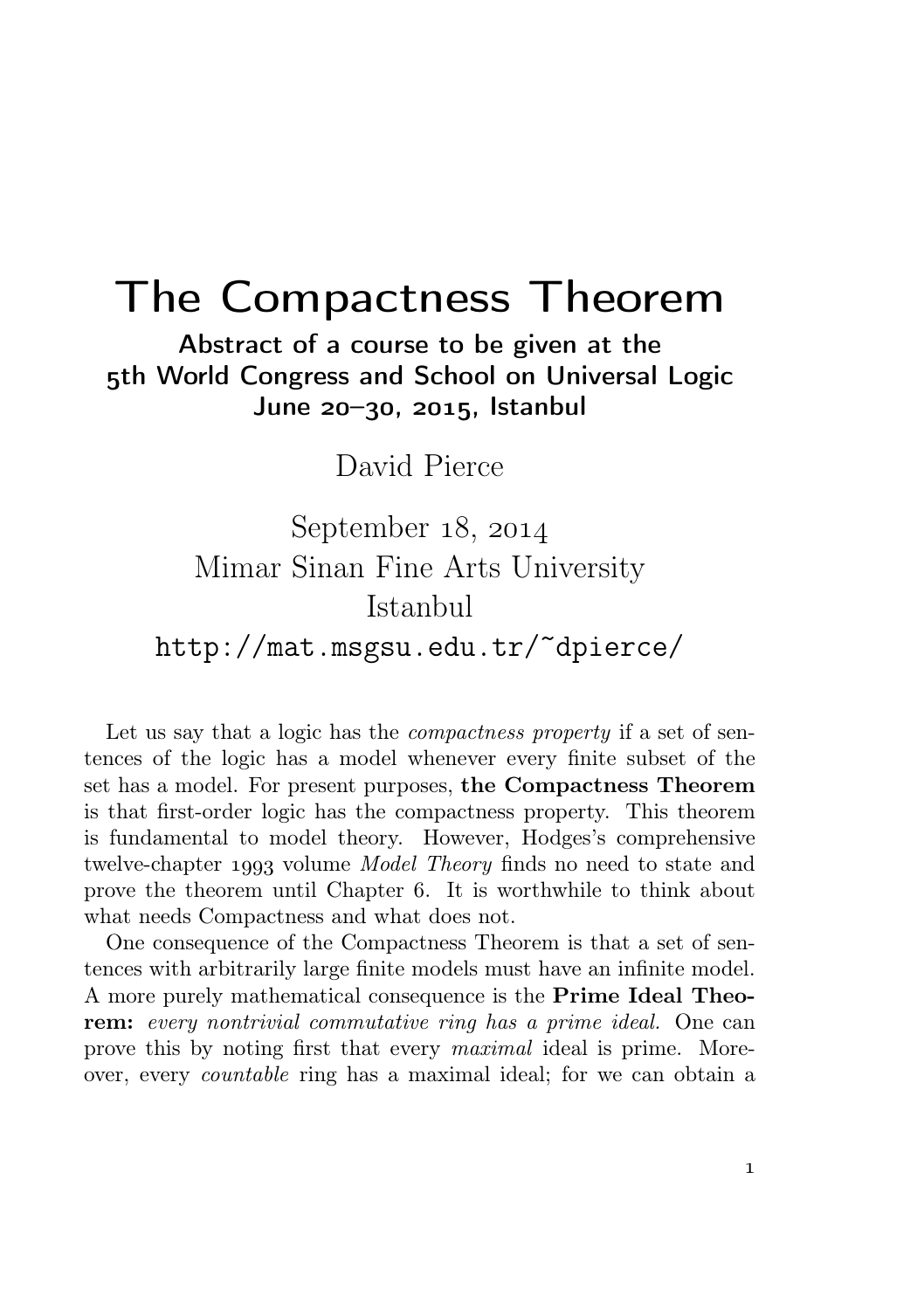# The Compactness Theorem

**Abstract of a course to be given at the 5th World Congress and School on Universal Logic June 20–30, 2015, Istanbul**

David Pierce

September 18, 2014
Mimar Sinan Fine Arts University
Istanbul
http://mat.msgsu.edu.tr/~dpierce/

Let us say that a logic has the *compactness property* if a set of sentences of the logic has a model whenever every finite subset of the set has a model. For present purposes, **the Compactness Theorem** is that first-order logic has the compactness property. This theorem is fundamental to model theory. However, Hodges's comprehensive twelve-chapter 1993 volume *Model Theory* finds no need to state and prove the theorem until Chapter 6. It is worthwhile to think about what needs Compactness and what does not.

One consequence of the Compactness Theorem is that a set of sentences with arbitrarily large finite models must have an infinite model. A more purely mathematical consequence is the **Prime Ideal Theorem:** *every nontrivial commutative ring has a prime ideal.* One can prove this by noting first that every *maximal* ideal is prime. Moreover, every *countable* ring has a maximal ideal; for we can obtain a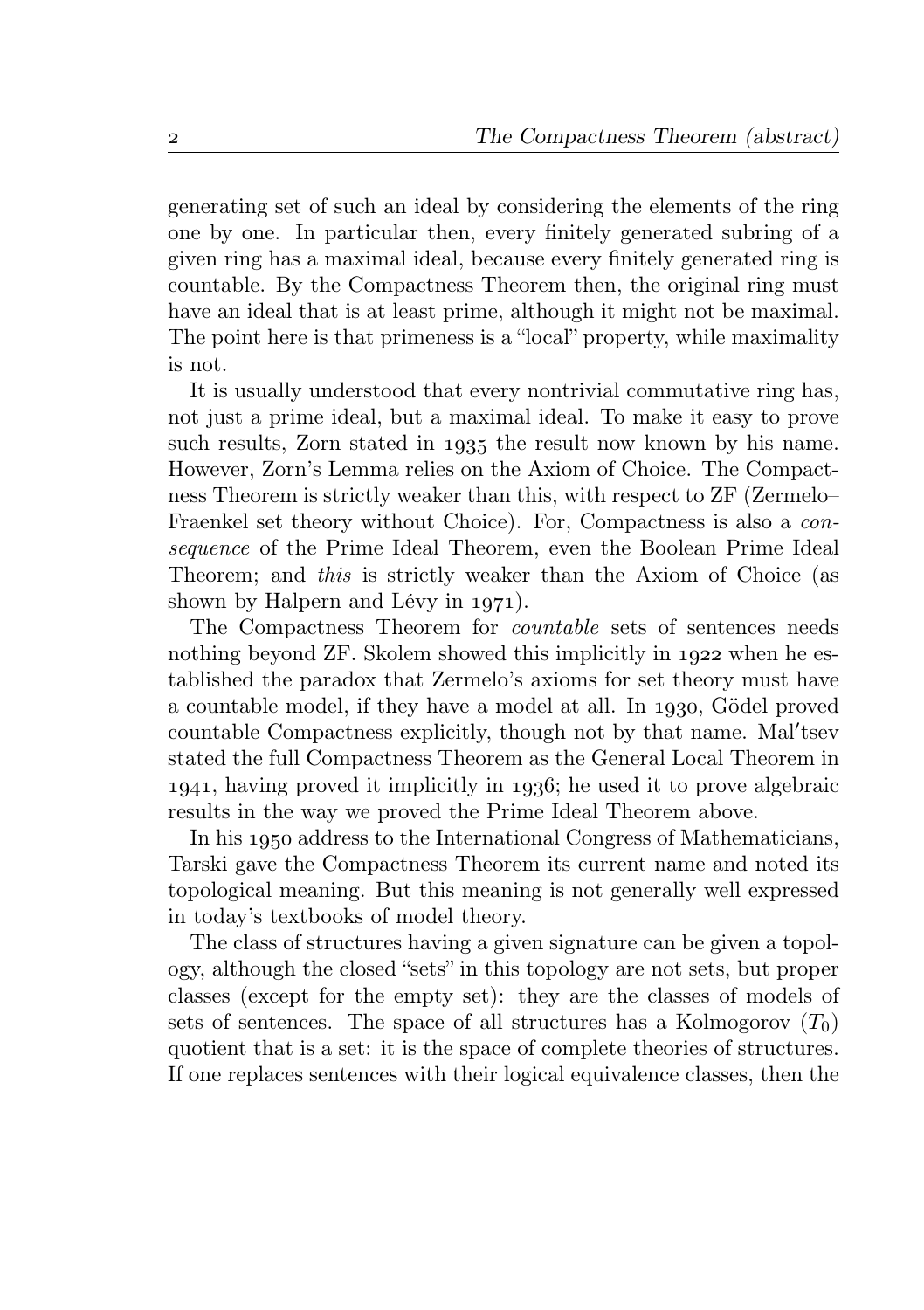generating set of such an ideal by considering the elements of the ring one by one. In particular then, every finitely generated subring of a given ring has a maximal ideal, because every finitely generated ring is countable. By the Compactness Theorem then, the original ring must have an ideal that is at least prime, although it might not be maximal. The point here is that primeness is a "local" property, while maximality is not.

It is usually understood that every nontrivial commutative ring has, not just a prime ideal, but a maximal ideal. To make it easy to prove such results, Zorn stated in 1935 the result now known by his name. However, Zorn's Lemma relies on the Axiom of Choice. The Compactness Theorem is strictly weaker than this, with respect to ZF (Zermelo–Fraenkel set theory without Choice). For, Compactness is also a *consequence* of the Prime Ideal Theorem, even the Boolean Prime Ideal Theorem; and *this* is strictly weaker than the Axiom of Choice (as shown by Halpern and Lévy in 1971).

The Compactness Theorem for *countable* sets of sentences needs nothing beyond ZF. Skolem showed this implicitly in 1922 when he established the paradox that Zermelo's axioms for set theory must have a countable model, if they have a model at all. In 1930, Gödel proved countable Compactness explicitly, though not by that name. Mal′tsev stated the full Compactness Theorem as the General Local Theorem in 1941, having proved it implicitly in 1936; he used it to prove algebraic results in the way we proved the Prime Ideal Theorem above.

In his 1950 address to the International Congress of Mathematicians, Tarski gave the Compactness Theorem its current name and noted its topological meaning. But this meaning is not generally well expressed in today's textbooks of model theory.

The class of structures having a given signature can be given a topology, although the closed "sets" in this topology are not sets, but proper classes (except for the empty set): they are the classes of models of sets of sentences. The space of all structures has a Kolmogorov ($T_0$) quotient that is a set: it is the space of complete theories of structures. If one replaces sentences with their logical equivalence classes, then the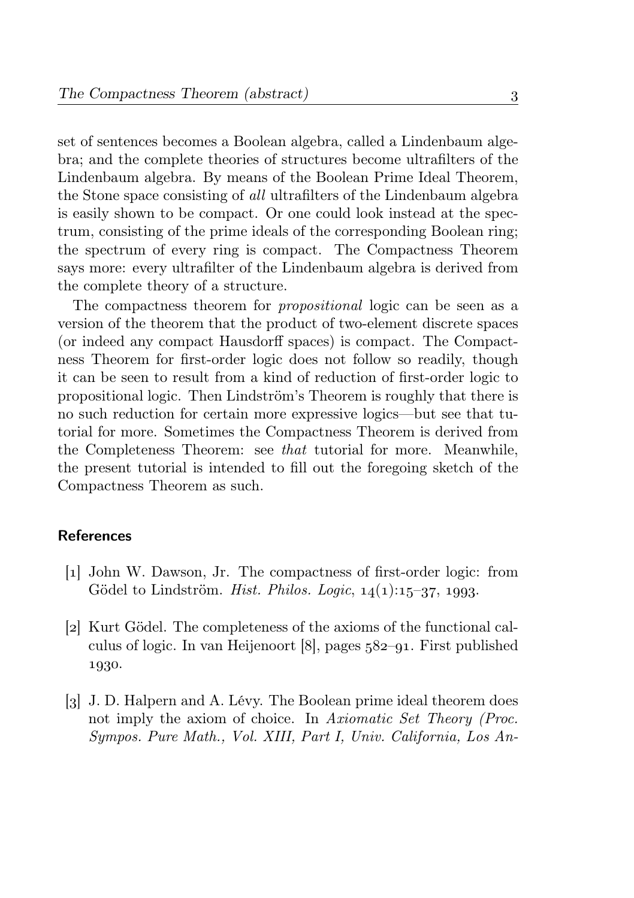set of sentences becomes a Boolean algebra, called a Lindenbaum algebra; and the complete theories of structures become ultrafilters of the Lindenbaum algebra. By means of the Boolean Prime Ideal Theorem, the Stone space consisting of *all* ultrafilters of the Lindenbaum algebra is easily shown to be compact. Or one could look instead at the spectrum, consisting of the prime ideals of the corresponding Boolean ring; the spectrum of every ring is compact. The Compactness Theorem says more: every ultrafilter of the Lindenbaum algebra is derived from the complete theory of a structure.

The compactness theorem for *propositional* logic can be seen as a version of the theorem that the product of two-element discrete spaces (or indeed any compact Hausdorff spaces) is compact. The Compactness Theorem for first-order logic does not follow so readily, though it can be seen to result from a kind of reduction of first-order logic to propositional logic. Then Lindström's Theorem is roughly that there is no such reduction for certain more expressive logics—but see that tutorial for more. Sometimes the Compactness Theorem is derived from the Completeness Theorem: see *that* tutorial for more. Meanwhile, the present tutorial is intended to fill out the foregoing sketch of the Compactness Theorem as such.

## References

[1] John W. Dawson, Jr. The compactness of first-order logic: from Gödel to Lindström. *Hist. Philos. Logic*, 14(1):15–37, 1993.

[2] Kurt Gödel. The completeness of the axioms of the functional calculus of logic. In van Heijenoort [8], pages 582–91. First published 1930.

[3] J. D. Halpern and A. Lévy. The Boolean prime ideal theorem does not imply the axiom of choice. In *Axiomatic Set Theory (Proc. Sympos. Pure Math., Vol. XIII, Part I, Univ. California, Los An-*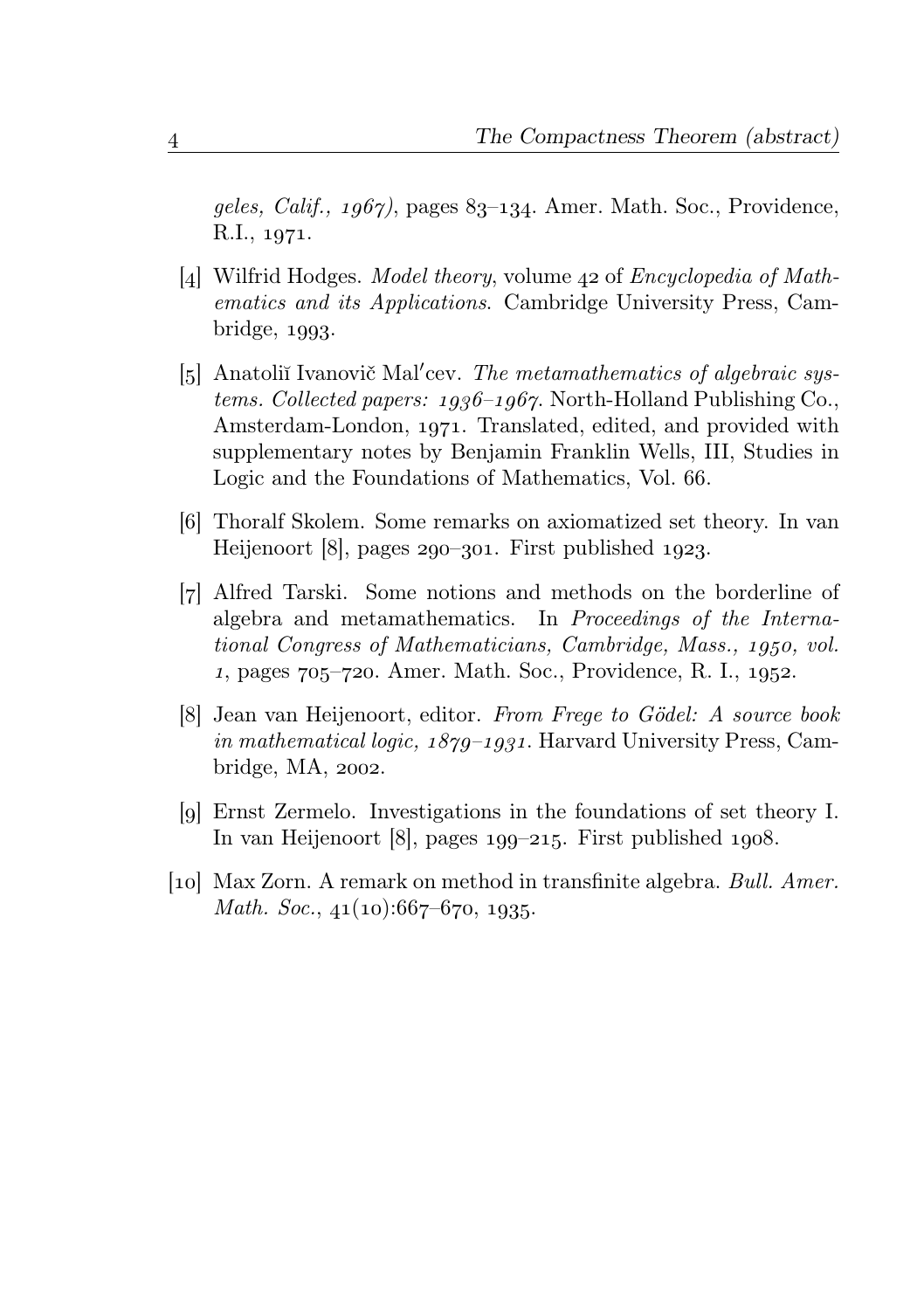*geles, Calif., 1967)*, pages 83–134. Amer. Math. Soc., Providence, R.I., 1971.

[4] Wilfrid Hodges. *Model theory*, volume 42 of *Encyclopedia of Mathematics and its Applications*. Cambridge University Press, Cambridge, 1993.

[5] Anatoliĭ Ivanovič Mal′cev. *The metamathematics of algebraic systems. Collected papers: 1936–1967*. North-Holland Publishing Co., Amsterdam-London, 1971. Translated, edited, and provided with supplementary notes by Benjamin Franklin Wells, III, Studies in Logic and the Foundations of Mathematics, Vol. 66.

[6] Thoralf Skolem. Some remarks on axiomatized set theory. In van Heijenoort [8], pages 290–301. First published 1923.

[7] Alfred Tarski. Some notions and methods on the borderline of algebra and metamathematics. In *Proceedings of the International Congress of Mathematicians, Cambridge, Mass., 1950, vol. 1*, pages 705–720. Amer. Math. Soc., Providence, R. I., 1952.

[8] Jean van Heijenoort, editor. *From Frege to Gödel: A source book in mathematical logic, 1879–1931*. Harvard University Press, Cambridge, MA, 2002.

[9] Ernst Zermelo. Investigations in the foundations of set theory I. In van Heijenoort [8], pages 199–215. First published 1908.

[10] Max Zorn. A remark on method in transfinite algebra. *Bull. Amer. Math. Soc.*, 41(10):667–670, 1935.